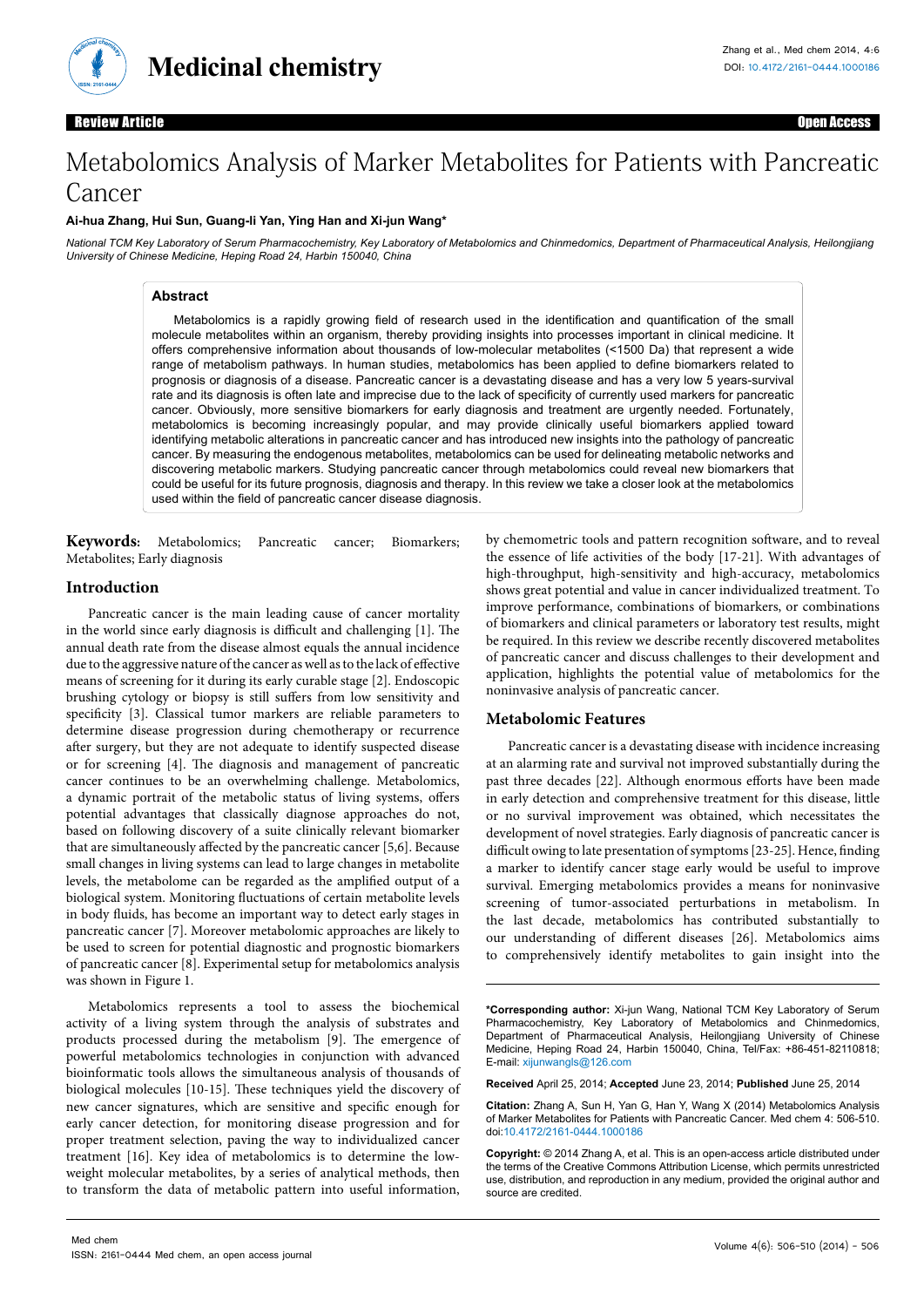**Review Article** **Open Access**

# Metabolomics Analysis of Marker Metabolites for Patients with Pancreatic Cancer

**Ai-hua Zhang, Hui Sun, Guang-li Yan, Ying Han and Xi-jun Wang***

*National TCM Key Laboratory of Serum Pharmacochemistry, Key Laboratory of Metabolomics and Chinmedomics, Department of Pharmaceutical Analysis, Heilongjiang University of Chinese Medicine, Heping Road 24, Harbin 150040, China*

## Abstract

Metabolomics is a rapidly growing field of research used in the identification and quantification of the small molecule metabolites within an organism, thereby providing insights into processes important in clinical medicine. It offers comprehensive information about thousands of low-molecular metabolites (<1500 Da) that represent a wide range of metabolism pathways. In human studies, metabolomics has been applied to define biomarkers related to prognosis or diagnosis of a disease. Pancreatic cancer is a devastating disease and has a very low 5 years-survival rate and its diagnosis is often late and imprecise due to the lack of specificity of currently used markers for pancreatic cancer. Obviously, more sensitive biomarkers for early diagnosis and treatment are urgently needed. Fortunately, metabolomics is becoming increasingly popular, and may provide clinically useful biomarkers applied toward identifying metabolic alterations in pancreatic cancer and has introduced new insights into the pathology of pancreatic cancer. By measuring the endogenous metabolites, metabolomics can be used for delineating metabolic networks and discovering metabolic markers. Studying pancreatic cancer through metabolomics could reveal new biomarkers that could be useful for its future prognosis, diagnosis and therapy. In this review we take a closer look at the metabolomics used within the field of pancreatic cancer disease diagnosis.

**Keywords:** Metabolomics; Pancreatic cancer; Biomarkers; Metabolites; Early diagnosis

## Introduction

Pancreatic cancer is the main leading cause of cancer mortality in the world since early diagnosis is difficult and challenging [1]. The annual death rate from the disease almost equals the annual incidence due to the aggressive nature of the cancer as well as to the lack of effective means of screening for it during its early curable stage [2]. Endoscopic brushing cytology or biopsy is still suffers from low sensitivity and specificity [3]. Classical tumor markers are reliable parameters to determine disease progression during chemotherapy or recurrence after surgery, but they are not adequate to identify suspected disease or for screening [4]. The diagnosis and management of pancreatic cancer continues to be an overwhelming challenge. Metabolomics, a dynamic portrait of the metabolic status of living systems, offers potential advantages that classically diagnose approaches do not, based on following discovery of a suite clinically relevant biomarker that are simultaneously affected by the pancreatic cancer [5,6]. Because small changes in living systems can lead to large changes in metabolite levels, the metabolome can be regarded as the amplified output of a biological system. Monitoring fluctuations of certain metabolite levels in body fluids, has become an important way to detect early stages in pancreatic cancer [7]. Moreover metabolomic approaches are likely to be used to screen for potential diagnostic and prognostic biomarkers of pancreatic cancer [8]. Experimental setup for metabolomics analysis was shown in Figure 1.

Metabolomics represents a tool to assess the biochemical activity of a living system through the analysis of substrates and products processed during the metabolism [9]. The emergence of powerful metabolomics technologies in conjunction with advanced bioinformatic tools allows the simultaneous analysis of thousands of biological molecules [10-15]. These techniques yield the discovery of new cancer signatures, which are sensitive and specific enough for early cancer detection, for monitoring disease progression and for proper treatment selection, paving the way to individualized cancer treatment [16]. Key idea of metabolomics is to determine the low-weight molecular metabolites, by a series of analytical methods, then to transform the data of metabolic pattern into useful information, by chemometric tools and pattern recognition software, and to reveal the essence of life activities of the body [17-21]. With advantages of high-throughput, high-sensitivity and high-accuracy, metabolomics shows great potential and value in cancer individualized treatment. To improve performance, combinations of biomarkers, or combinations of biomarkers and clinical parameters or laboratory test results, might be required. In this review we describe recently discovered metabolites of pancreatic cancer and discuss challenges to their development and application, highlights the potential value of metabolomics for the noninvasive analysis of pancreatic cancer.

## Metabolomic Features

Pancreatic cancer is a devastating disease with incidence increasing at an alarming rate and survival not improved substantially during the past three decades [22]. Although enormous efforts have been made in early detection and comprehensive treatment for this disease, little or no survival improvement was obtained, which necessitates the development of novel strategies. Early diagnosis of pancreatic cancer is difficult owing to late presentation of symptoms [23-25]. Hence, finding a marker to identify cancer stage early would be useful to improve survival. Emerging metabolomics provides a means for noninvasive screening of tumor-associated perturbations in metabolism. In the last decade, metabolomics has contributed substantially to our understanding of different diseases [26]. Metabolomics aims to comprehensively identify metabolites to gain insight into the

---

***Corresponding author:** Xi-jun Wang, National TCM Key Laboratory of Serum Pharmacochemistry, Key Laboratory of Metabolomics and Chinmedomics, Department of Pharmaceutical Analysis, Heilongjiang University of Chinese Medicine, Heping Road 24, Harbin 150040, China, Tel/Fax: +86-451-82110818; E-mail: xijunwangls@126.com

**Received** April 25, 2014; **Accepted** June 23, 2014; **Published** June 25, 2014

**Citation:** Zhang A, Sun H, Yan G, Han Y, Wang X (2014) Metabolomics Analysis of Marker Metabolites for Patients with Pancreatic Cancer. Med chem 4: 506-510. doi:10.4172/2161-0444.1000186

**Copyright:** © 2014 Zhang A, et al. This is an open-access article distributed under the terms of the Creative Commons Attribution License, which permits unrestricted use, distribution, and reproduction in any medium, provided the original author and source are credited.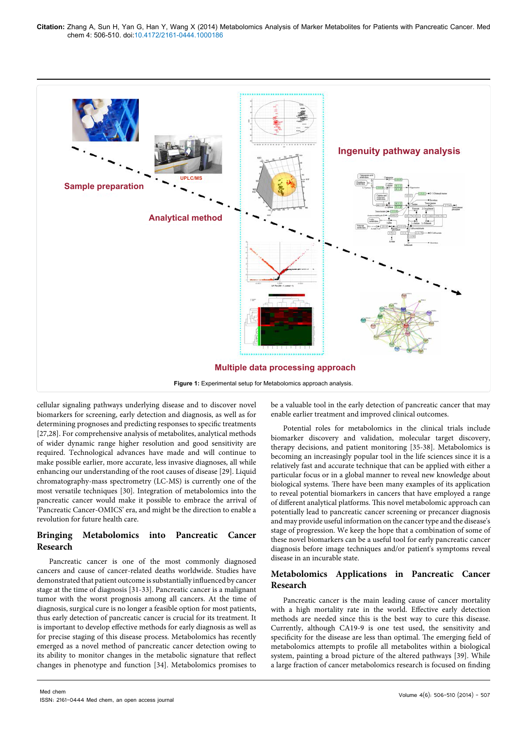Sample preparation

UPLC/MS

Analytical method

Ingenuity pathway analysis

Multiple data processing approach

**Figure 1:** Experimental setup for Metabolomics approach analysis.

cellular signaling pathways underlying disease and to discover novel biomarkers for screening, early detection and diagnosis, as well as for determining prognoses and predicting responses to specific treatments [27,28]. For comprehensive analysis of metabolites, analytical methods of wider dynamic range higher resolution and good sensitivity are required. Technological advances have made and will continue to make possible earlier, more accurate, less invasive diagnoses, all while enhancing our understanding of the root causes of disease [29]. Liquid chromatography-mass spectrometry (LC-MS) is currently one of the most versatile techniques [30]. Integration of metabolomics into the pancreatic cancer would make it possible to embrace the arrival of 'Pancreatic Cancer-OMICS' era, and might be the direction to enable a revolution for future health care.

## Bringing Metabolomics into Pancreatic Cancer Research

Pancreatic cancer is one of the most commonly diagnosed cancers and cause of cancer-related deaths worldwide. Studies have demonstrated that patient outcome is substantially influenced by cancer stage at the time of diagnosis [31-33]. Pancreatic cancer is a malignant tumor with the worst prognosis among all cancers. At the time of diagnosis, surgical cure is no longer a feasible option for most patients, thus early detection of pancreatic cancer is crucial for its treatment. It is important to develop effective methods for early diagnosis as well as for precise staging of this disease process. Metabolomics has recently emerged as a novel method of pancreatic cancer detection owing to its ability to monitor changes in the metabolic signature that reflect changes in phenotype and function [34]. Metabolomics promises to be a valuable tool in the early detection of pancreatic cancer that may enable earlier treatment and improved clinical outcomes.

Potential roles for metabolomics in the clinical trials include biomarker discovery and validation, molecular target discovery, therapy decisions, and patient monitoring [35-38]. Metabolomics is becoming an increasingly popular tool in the life sciences since it is a relatively fast and accurate technique that can be applied with either a particular focus or in a global manner to reveal new knowledge about biological systems. There have been many examples of its application to reveal potential biomarkers in cancers that have employed a range of different analytical platforms. This novel metabolomic approach can potentially lead to pancreatic cancer screening or precancer diagnosis and may provide useful information on the cancer type and the disease's stage of progression. We keep the hope that a combination of some of these novel biomarkers can be a useful tool for early pancreatic cancer diagnosis before image techniques and/or patient's symptoms reveal disease in an incurable state.

## Metabolomics Applications in Pancreatic Cancer Research

Pancreatic cancer is the main leading cause of cancer mortality with a high mortality rate in the world. Effective early detection methods are needed since this is the best way to cure this disease. Currently, although CA19-9 is one test used, the sensitivity and specificity for the disease are less than optimal. The emerging field of metabolomics attempts to profile all metabolites within a biological system, painting a broad picture of the altered pathways [39]. While a large fraction of cancer metabolomics research is focused on finding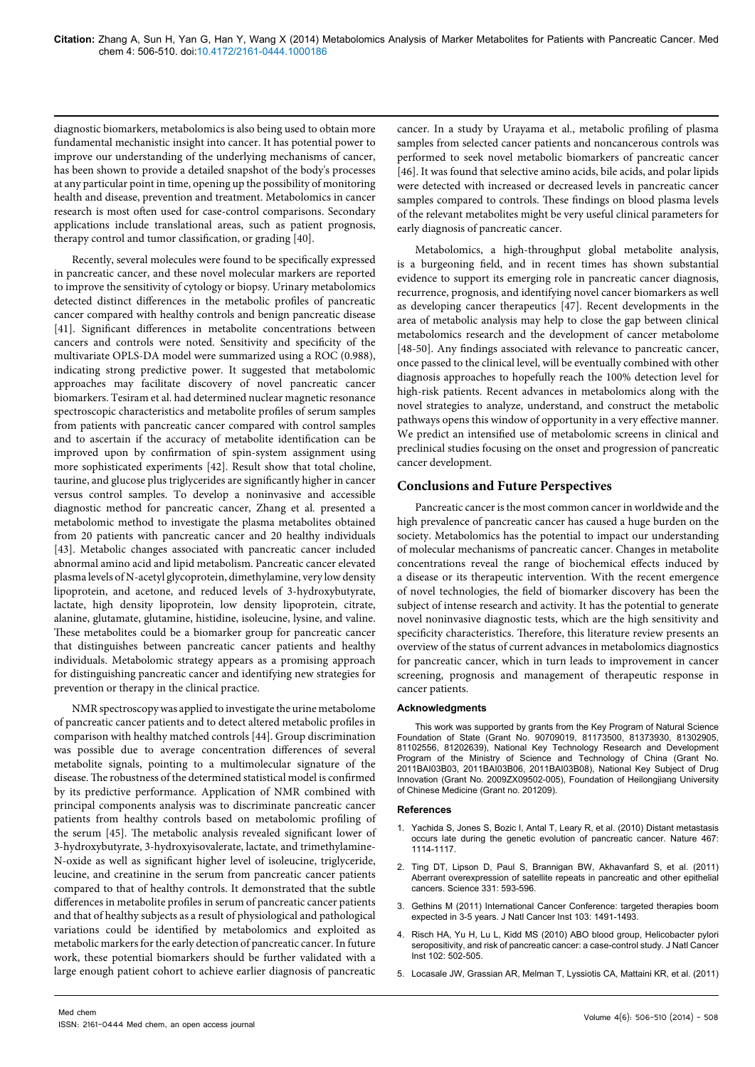diagnostic biomarkers, metabolomics is also being used to obtain more fundamental mechanistic insight into cancer. It has potential power to improve our understanding of the underlying mechanisms of cancer, has been shown to provide a detailed snapshot of the body's processes at any particular point in time, opening up the possibility of monitoring health and disease, prevention and treatment. Metabolomics in cancer research is most often used for case-control comparisons. Secondary applications include translational areas, such as patient prognosis, therapy control and tumor classification, or grading [40].

Recently, several molecules were found to be specifically expressed in pancreatic cancer, and these novel molecular markers are reported to improve the sensitivity of cytology or biopsy. Urinary metabolomics detected distinct differences in the metabolic profiles of pancreatic cancer compared with healthy controls and benign pancreatic disease [41]. Significant differences in metabolite concentrations between cancers and controls were noted. Sensitivity and specificity of the multivariate OPLS-DA model were summarized using a ROC (0.988), indicating strong predictive power. It suggested that metabolomic approaches may facilitate discovery of novel pancreatic cancer biomarkers. Tesiram et al. had determined nuclear magnetic resonance spectroscopic characteristics and metabolite profiles of serum samples from patients with pancreatic cancer compared with control samples and to ascertain if the accuracy of metabolite identification can be improved upon by confirmation of spin-system assignment using more sophisticated experiments [42]. Result show that total choline, taurine, and glucose plus triglycerides are significantly higher in cancer versus control samples. To develop a noninvasive and accessible diagnostic method for pancreatic cancer, Zhang et al. presented a metabolomic method to investigate the plasma metabolites obtained from 20 patients with pancreatic cancer and 20 healthy individuals [43]. Metabolic changes associated with pancreatic cancer included abnormal amino acid and lipid metabolism. Pancreatic cancer elevated plasma levels of N-acetyl glycoprotein, dimethylamine, very low density lipoprotein, and acetone, and reduced levels of 3-hydroxybutyrate, lactate, high density lipoprotein, low density lipoprotein, citrate, alanine, glutamate, glutamine, histidine, isoleucine, lysine, and valine. These metabolites could be a biomarker group for pancreatic cancer that distinguishes between pancreatic cancer patients and healthy individuals. Metabolomic strategy appears as a promising approach for distinguishing pancreatic cancer and identifying new strategies for prevention or therapy in the clinical practice.

NMR spectroscopy was applied to investigate the urine metabolome of pancreatic cancer patients and to detect altered metabolic profiles in comparison with healthy matched controls [44]. Group discrimination was possible due to average concentration differences of several metabolite signals, pointing to a multimolecular signature of the disease. The robustness of the determined statistical model is confirmed by its predictive performance. Application of NMR combined with principal components analysis was to discriminate pancreatic cancer patients from healthy controls based on metabolomic profiling of the serum [45]. The metabolic analysis revealed significant lower of 3-hydroxybutyrate, 3-hydroxyisovalerate, lactate, and trimethylamine-N-oxide as well as significant higher level of isoleucine, triglyceride, leucine, and creatinine in the serum from pancreatic cancer patients compared to that of healthy controls. It demonstrated that the subtle differences in metabolite profiles in serum of pancreatic cancer patients and that of healthy subjects as a result of physiological and pathological variations could be identified by metabolomics and exploited as metabolic markers for the early detection of pancreatic cancer. In future work, these potential biomarkers should be further validated with a large enough patient cohort to achieve earlier diagnosis of pancreatic cancer. In a study by Urayama et al., metabolic profiling of plasma samples from selected cancer patients and noncancerous controls was performed to seek novel metabolic biomarkers of pancreatic cancer [46]. It was found that selective amino acids, bile acids, and polar lipids were detected with increased or decreased levels in pancreatic cancer samples compared to controls. These findings on blood plasma levels of the relevant metabolites might be very useful clinical parameters for early diagnosis of pancreatic cancer.

Metabolomics, a high-throughput global metabolite analysis, is a burgeoning field, and in recent times has shown substantial evidence to support its emerging role in pancreatic cancer diagnosis, recurrence, prognosis, and identifying novel cancer biomarkers as well as developing cancer therapeutics [47]. Recent developments in the area of metabolic analysis may help to close the gap between clinical metabolomics research and the development of cancer metabolome [48-50]. Any findings associated with relevance to pancreatic cancer, once passed to the clinical level, will be eventually combined with other diagnosis approaches to hopefully reach the 100% detection level for high-risk patients. Recent advances in metabolomics along with the novel strategies to analyze, understand, and construct the metabolic pathways opens this window of opportunity in a very effective manner. We predict an intensified use of metabolomic screens in clinical and preclinical studies focusing on the onset and progression of pancreatic cancer development.

## Conclusions and Future Perspectives

Pancreatic cancer is the most common cancer in worldwide and the high prevalence of pancreatic cancer has caused a huge burden on the society. Metabolomics has the potential to impact our understanding of molecular mechanisms of pancreatic cancer. Changes in metabolite concentrations reveal the range of biochemical effects induced by a disease or its therapeutic intervention. With the recent emergence of novel technologies, the field of biomarker discovery has been the subject of intense research and activity. It has the potential to generate novel noninvasive diagnostic tests, which are the high sensitivity and specificity characteristics. Therefore, this literature review presents an overview of the status of current advances in metabolomics diagnostics for pancreatic cancer, which in turn leads to improvement in cancer screening, prognosis and management of therapeutic response in cancer patients.

### Acknowledgments

This work was supported by grants from the Key Program of Natural Science Foundation of State (Grant No. 90709019, 81173500, 81373930, 81302905, 81102556, 81202639), National Key Technology Research and Development Program of the Ministry of Science and Technology of China (Grant No. 2011BAI03B03, 2011BAI03B06, 2011BAI03B08), National Key Subject of Drug Innovation (Grant No. 2009ZX09502-005), Foundation of Heilongjiang University of Chinese Medicine (Grant no. 201209).

### References

1. Yachida S, Jones S, Bozic I, Antal T, Leary R, et al. (2010) Distant metastasis occurs late during the genetic evolution of pancreatic cancer. Nature 467: 1114-1117.
2. Ting DT, Lipson D, Paul S, Brannigan BW, Akhavanfard S, et al. (2011) Aberrant overexpression of satellite repeats in pancreatic and other epithelial cancers. Science 331: 593-596.
3. Gethins M (2011) International Cancer Conference: targeted therapies boom expected in 3-5 years. J Natl Cancer Inst 103: 1491-1493.
4. Risch HA, Yu H, Lu L, Kidd MS (2010) ABO blood group, Helicobacter pylori seropositivity, and risk of pancreatic cancer: a case-control study. J Natl Cancer Inst 102: 502-505.
5. Locasale JW, Grassian AR, Melman T, Lyssiotis CA, Mattaini KR, et al. (2011)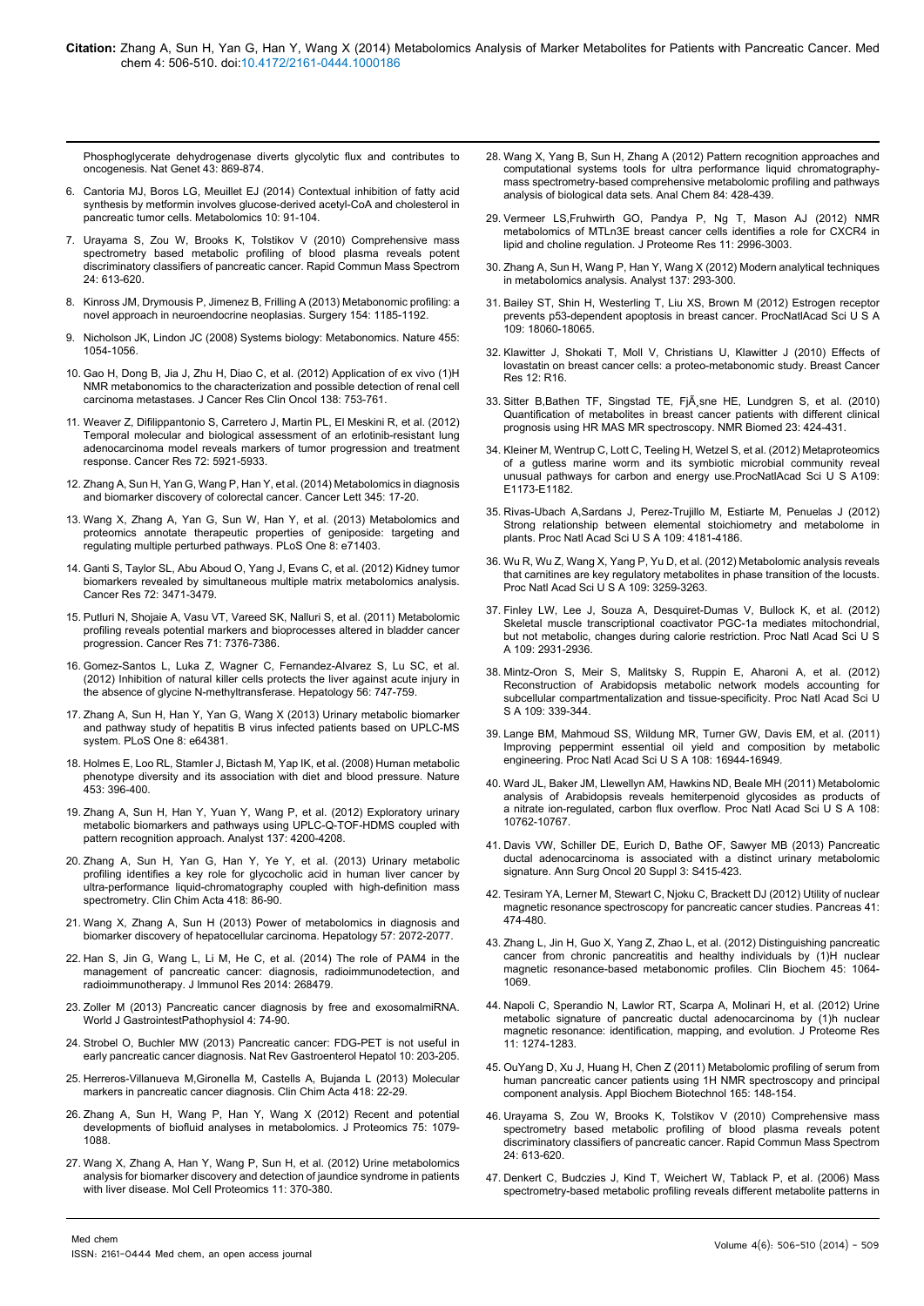Phosphoglycerate dehydrogenase diverts glycolytic flux and contributes to oncogenesis. Nat Genet 43: 869-874.

6. Cantoria MJ, Boros LG, Meuillet EJ (2014) Contextual inhibition of fatty acid synthesis by metformin involves glucose-derived acetyl-CoA and cholesterol in pancreatic tumor cells. Metabolomics 10: 91-104.

7. Urayama S, Zou W, Brooks K, Tolstikov V (2010) Comprehensive mass spectrometry based metabolic profiling of blood plasma reveals potent discriminatory classifiers of pancreatic cancer. Rapid Commun Mass Spectrom 24: 613-620.

8. Kinross JM, Drymousis P, Jimenez B, Frilling A (2013) Metabonomic profiling: a novel approach in neuroendocrine neoplasias. Surgery 154: 1185-1192.

9. Nicholson JK, Lindon JC (2008) Systems biology: Metabonomics. Nature 455: 1054-1056.

10. Gao H, Dong B, Jia J, Zhu H, Diao C, et al. (2012) Application of ex vivo (1)H NMR metabonomics to the characterization and possible detection of renal cell carcinoma metastases. J Cancer Res Clin Oncol 138: 753-761.

11. Weaver Z, Difilippantonio S, Carretero J, Martin PL, El Meskini R, et al. (2012) Temporal molecular and biological assessment of an erlotinib-resistant lung adenocarcinoma model reveals markers of tumor progression and treatment response. Cancer Res 72: 5921-5933.

12. Zhang A, Sun H, Yan G, Wang P, Han Y, et al. (2014) Metabolomics in diagnosis and biomarker discovery of colorectal cancer. Cancer Lett 345: 17-20.

13. Wang X, Zhang A, Yan G, Sun W, Han Y, et al. (2013) Metabolomics and proteomics annotate therapeutic properties of geniposide: targeting and regulating multiple perturbed pathways. PLoS One 8: e71403.

14. Ganti S, Taylor SL, Abu Aboud O, Yang J, Evans C, et al. (2012) Kidney tumor biomarkers revealed by simultaneous multiple matrix metabolomics analysis. Cancer Res 72: 3471-3479.

15. Putluri N, Shojaie A, Vasu VT, Vareed SK, Nalluri S, et al. (2011) Metabolomic profiling reveals potential markers and bioprocesses altered in bladder cancer progression. Cancer Res 71: 7376-7386.

16. Gomez-Santos L, Luka Z, Wagner C, Fernandez-Alvarez S, Lu SC, et al. (2012) Inhibition of natural killer cells protects the liver against acute injury in the absence of glycine N-methyltransferase. Hepatology 56: 747-759.

17. Zhang A, Sun H, Han Y, Yan G, Wang X (2013) Urinary metabolic biomarker and pathway study of hepatitis B virus infected patients based on UPLC-MS system. PLoS One 8: e64381.

18. Holmes E, Loo RL, Stamler J, Bictash M, Yap IK, et al. (2008) Human metabolic phenotype diversity and its association with diet and blood pressure. Nature 453: 396-400.

19. Zhang A, Sun H, Han Y, Yuan Y, Wang P, et al. (2012) Exploratory urinary metabolic biomarkers and pathways using UPLC-Q-TOF-HDMS coupled with pattern recognition approach. Analyst 137: 4200-4208.

20. Zhang A, Sun H, Yan G, Han Y, Ye Y, et al. (2013) Urinary metabolic profiling identifies a key role for glycocholic acid in human liver cancer by ultra-performance liquid-chromatography coupled with high-definition mass spectrometry. Clin Chim Acta 418: 86-90.

21. Wang X, Zhang A, Sun H (2013) Power of metabolomics in diagnosis and biomarker discovery of hepatocellular carcinoma. Hepatology 57: 2072-2077.

22. Han S, Jin G, Wang L, Li M, He C, et al. (2014) The role of PAM4 in the management of pancreatic cancer: diagnosis, radioimmunodetection, and radioimmunotherapy. J Immunol Res 2014: 268479.

23. Zoller M (2013) Pancreatic cancer diagnosis by free and exosomalmiRNA. World J GastrointestPathophysiol 4: 74-90.

24. Strobel O, Buchler MW (2013) Pancreatic cancer: FDG-PET is not useful in early pancreatic cancer diagnosis. Nat Rev Gastroenterol Hepatol 10: 203-205.

25. Herreros-Villanueva M,Gironella M, Castells A, Bujanda L (2013) Molecular markers in pancreatic cancer diagnosis. Clin Chim Acta 418: 22-29.

26. Zhang A, Sun H, Wang P, Han Y, Wang X (2012) Recent and potential developments of biofluid analyses in metabolomics. J Proteomics 75: 1079-1088.

27. Wang X, Zhang A, Han Y, Wang P, Sun H, et al. (2012) Urine metabolomics analysis for biomarker discovery and detection of jaundice syndrome in patients with liver disease. Mol Cell Proteomics 11: 370-380.

28. Wang X, Yang B, Sun H, Zhang A (2012) Pattern recognition approaches and computational systems tools for ultra performance liquid chromatography-mass spectrometry-based comprehensive metabolomic profiling and pathways analysis of biological data sets. Anal Chem 84: 428-439.

29. Vermeer LS,Fruhwirth GO, Pandya P, Ng T, Mason AJ (2012) NMR metabolomics of MTLn3E breast cancer cells identifies a role for CXCR4 in lipid and choline regulation. J Proteome Res 11: 2996-3003.

30. Zhang A, Sun H, Wang P, Han Y, Wang X (2012) Modern analytical techniques in metabolomics analysis. Analyst 137: 293-300.

31. Bailey ST, Shin H, Westerling T, Liu XS, Brown M (2012) Estrogen receptor prevents p53-dependent apoptosis in breast cancer. ProcNatlAcad Sci U S A 109: 18060-18065.

32. Klawitter J, Shokati T, Moll V, Christians U, Klawitter J (2010) Effects of lovastatin on breast cancer cells: a proteo-metabonomic study. Breast Cancer Res 12: R16.

33. Sitter B,Bathen TF, Singstad TE, FjÃ¸sne HE, Lundgren S, et al. (2010) Quantification of metabolites in breast cancer patients with different clinical prognosis using HR MAS MR spectroscopy. NMR Biomed 23: 424-431.

34. Kleiner M, Wentrup C, Lott C, Teeling H, Wetzel S, et al. (2012) Metaproteomics of a gutless marine worm and its symbiotic microbial community reveal unusual pathways for carbon and energy use.ProcNatlAcad Sci U S A109: E1173-E1182.

35. Rivas-Ubach A,Sardans J, Perez-Trujillo M, Estiarte M, Penuelas J (2012) Strong relationship between elemental stoichiometry and metabolome in plants. Proc Natl Acad Sci U S A 109: 4181-4186.

36. Wu R, Wu Z, Wang X, Yang P, Yu D, et al. (2012) Metabolomic analysis reveals that carnitines are key regulatory metabolites in phase transition of the locusts. Proc Natl Acad Sci U S A 109: 3259-3263.

37. Finley LW, Lee J, Souza A, Desquiret-Dumas V, Bullock K, et al. (2012) Skeletal muscle transcriptional coactivator PGC-1a mediates mitochondrial, but not metabolic, changes during calorie restriction. Proc Natl Acad Sci U S A 109: 2931-2936.

38. Mintz-Oron S, Meir S, Malitsky S, Ruppin E, Aharoni A, et al. (2012) Reconstruction of Arabidopsis metabolic network models accounting for subcellular compartmentalization and tissue-specificity. Proc Natl Acad Sci U S A 109: 339-344.

39. Lange BM, Mahmoud SS, Wildung MR, Turner GW, Davis EM, et al. (2011) Improving peppermint essential oil yield and composition by metabolic engineering. Proc Natl Acad Sci U S A 108: 16944-16949.

40. Ward JL, Baker JM, Llewellyn AM, Hawkins ND, Beale MH (2011) Metabolomic analysis of Arabidopsis reveals hemiterpenoid glycosides as products of a nitrate ion-regulated, carbon flux overflow. Proc Natl Acad Sci U S A 108: 10762-10767.

41. Davis VW, Schiller DE, Eurich D, Bathe OF, Sawyer MB (2013) Pancreatic ductal adenocarcinoma is associated with a distinct urinary metabolomic signature. Ann Surg Oncol 20 Suppl 3: S415-423.

42. Tesiram YA, Lerner M, Stewart C, Njoku C, Brackett DJ (2012) Utility of nuclear magnetic resonance spectroscopy for pancreatic cancer studies. Pancreas 41: 474-480.

43. Zhang L, Jin H, Guo X, Yang Z, Zhao L, et al. (2012) Distinguishing pancreatic cancer from chronic pancreatitis and healthy individuals by (1)H nuclear magnetic resonance-based metabonomic profiles. Clin Biochem 45: 1064-1069.

44. Napoli C, Sperandio N, Lawlor RT, Scarpa A, Molinari H, et al. (2012) Urine metabolic signature of pancreatic ductal adenocarcinoma by (1)h nuclear magnetic resonance: identification, mapping, and evolution. J Proteome Res 11: 1274-1283.

45. OuYang D, Xu J, Huang H, Chen Z (2011) Metabolomic profiling of serum from human pancreatic cancer patients using 1H NMR spectroscopy and principal component analysis. Appl Biochem Biotechnol 165: 148-154.

46. Urayama S, Zou W, Brooks K, Tolstikov V (2010) Comprehensive mass spectrometry based metabolic profiling of blood plasma reveals potent discriminatory classifiers of pancreatic cancer. Rapid Commun Mass Spectrom 24: 613-620.

47. Denkert C, Budczies J, Kind T, Weichert W, Tablack P, et al. (2006) Mass spectrometry-based metabolic profiling reveals different metabolite patterns in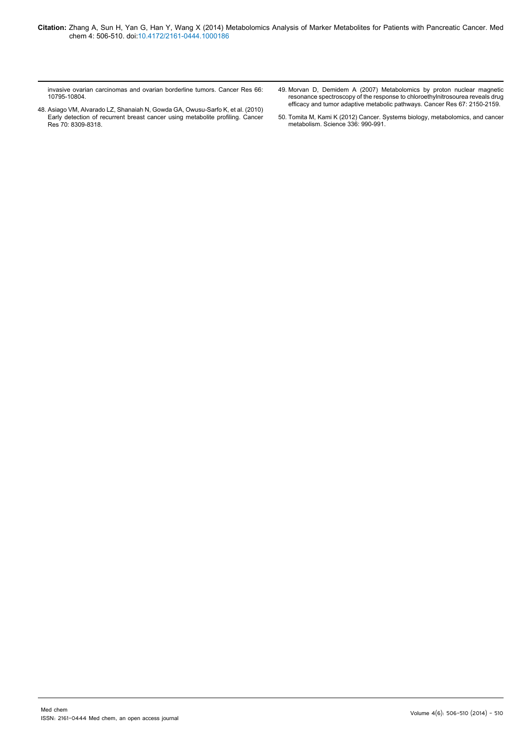invasive ovarian carcinomas and ovarian borderline tumors. Cancer Res 66: 10795-10804.

48. Asiago VM, Alvarado LZ, Shanaiah N, Gowda GA, Owusu-Sarfo K, et al. (2010) Early detection of recurrent breast cancer using metabolite profiling. Cancer Res 70: 8309-8318.

49. Morvan D, Demidem A (2007) Metabolomics by proton nuclear magnetic resonance spectroscopy of the response to chloroethylnitrosourea reveals drug efficacy and tumor adaptive metabolic pathways. Cancer Res 67: 2150-2159.

50. Tomita M, Kami K (2012) Cancer. Systems biology, metabolomics, and cancer metabolism. Science 336: 990-991.